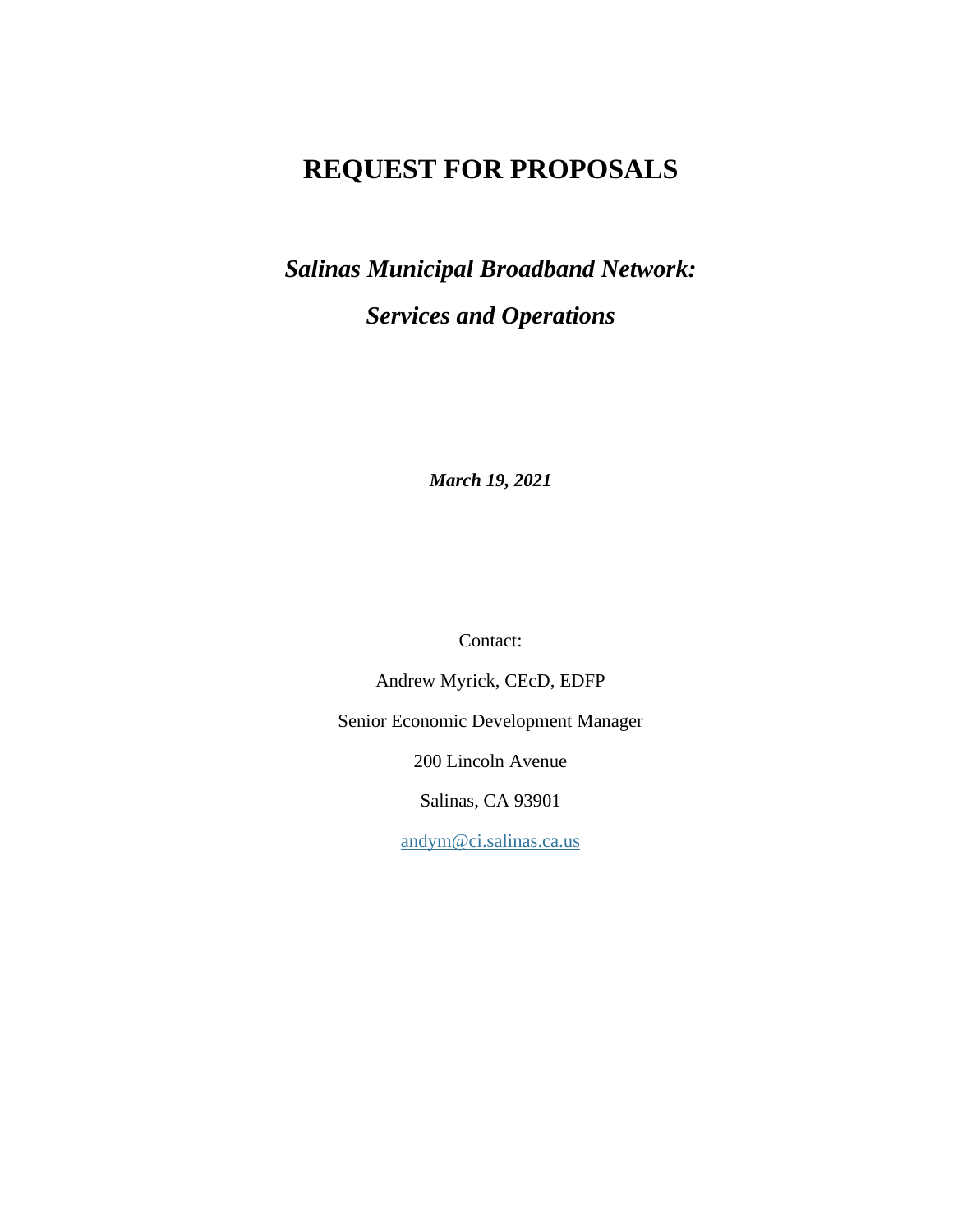# REQUEST FOR PROPOSALS

## *Salinas Municipal Broadband Network:*

## *Services and Operations*

***March 19, 2021***

Contact:

Andrew Myrick, CEcD, EDFP

Senior Economic Development Manager

200 Lincoln Avenue

Salinas, CA 93901

andym@ci.salinas.ca.us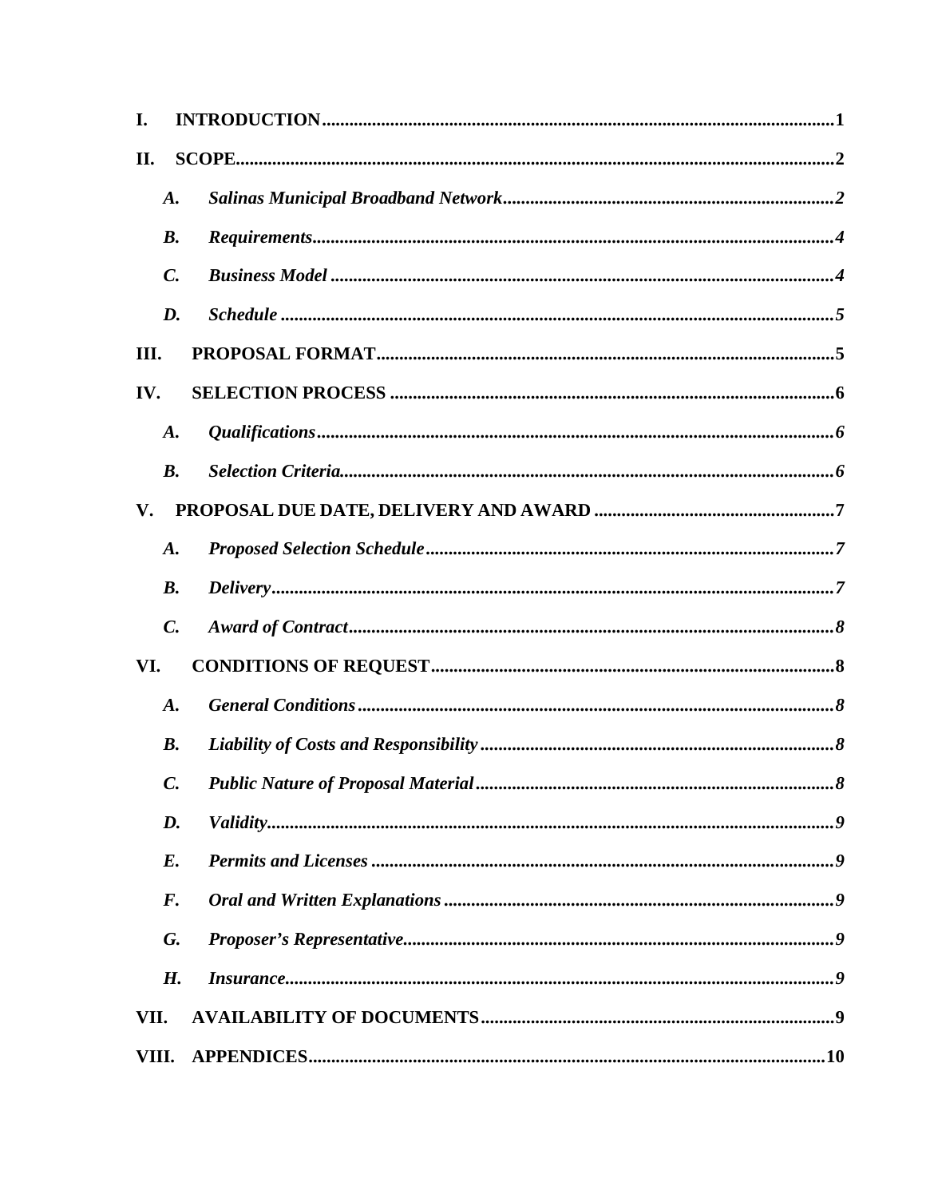**I. INTRODUCTION** ........................................................................................................... **1**

**II. SCOPE** ........................................................................................................................... **2**

- ***A. Salinas Municipal Broadband Network*** .................................................................... ***2***
- ***B. Requirements*** ........................................................................................................ ***4***
- ***C. Business Model*** ..................................................................................................... ***4***
- ***D. Schedule*** ............................................................................................................... ***5***

**III. PROPOSAL FORMAT** ................................................................................................... **5**

**IV. SELECTION PROCESS** ................................................................................................ **6**

- ***A. Qualifications*** ........................................................................................................ ***6***
- ***B. Selection Criteria*** .................................................................................................. ***6***

**V. PROPOSAL DUE DATE, DELIVERY AND AWARD** .................................................... **7**

- ***A. Proposed Selection Schedule*** ................................................................................. ***7***
- ***B. Delivery*** ................................................................................................................ ***7***
- ***C. Award of Contract*** ................................................................................................ ***8***

**VI. CONDITIONS OF REQUEST** ........................................................................................ **8**

- ***A. General Conditions*** ............................................................................................... ***8***
- ***B. Liability of Costs and Responsibility*** .................................................................... ***8***
- ***C. Public Nature of Proposal Material*** ...................................................................... ***8***
- ***D. Validity*** .................................................................................................................. ***9***
- ***E. Permits and Licenses*** ............................................................................................ ***9***
- ***F. Oral and Written Explanations*** ............................................................................. ***9***
- ***G. Proposer's Representative*** .................................................................................... ***9***
- ***H. Insurance*** .............................................................................................................. ***9***

**VII. AVAILABILITY OF DOCUMENTS** ............................................................................. **9**

**VIII. APPENDICES** ........................................................................................................... **10**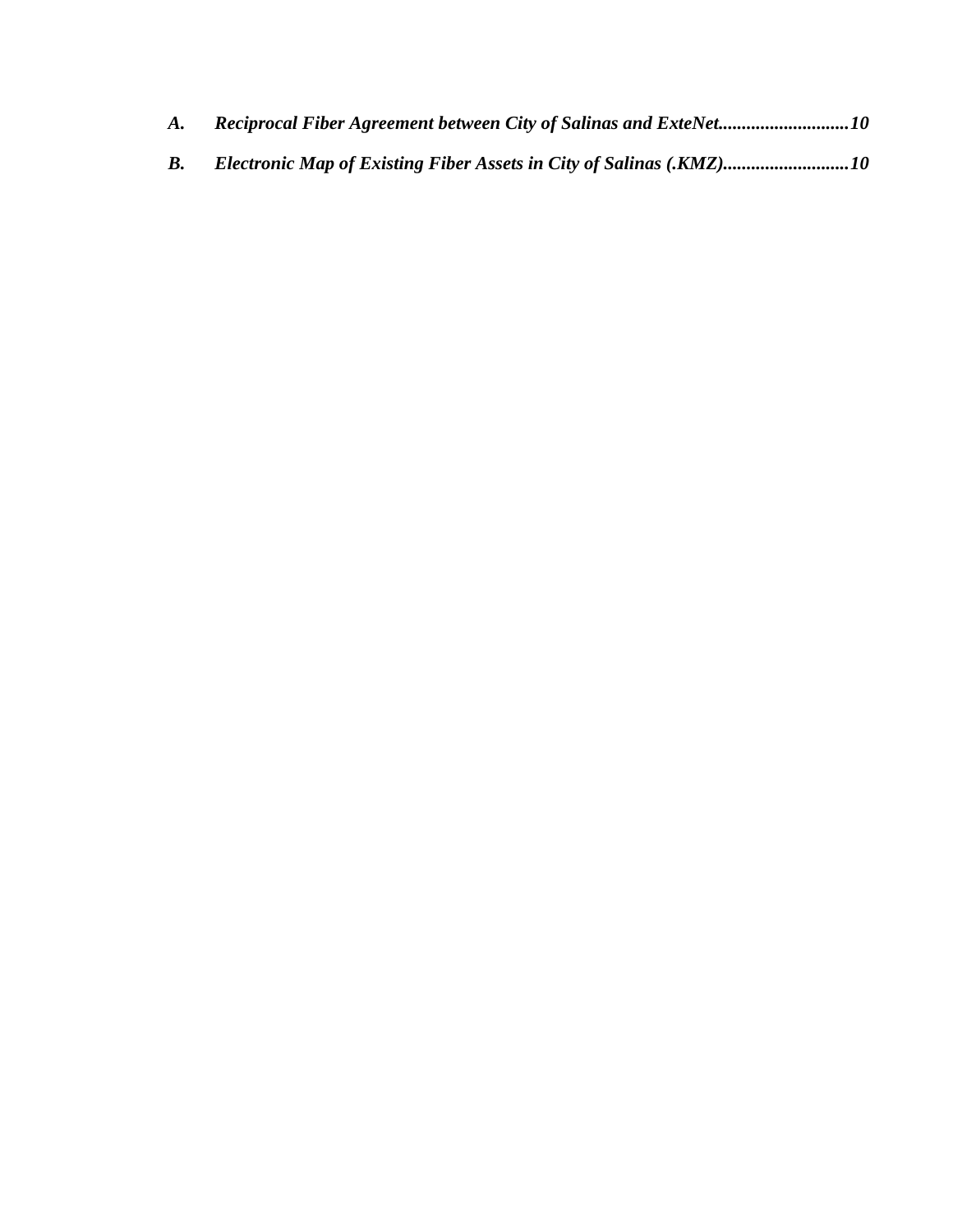***A.	Reciprocal Fiber Agreement between City of Salinas and ExteNet............................10***

***B.	Electronic Map of Existing Fiber Assets in City of Salinas (.KMZ)...........................10***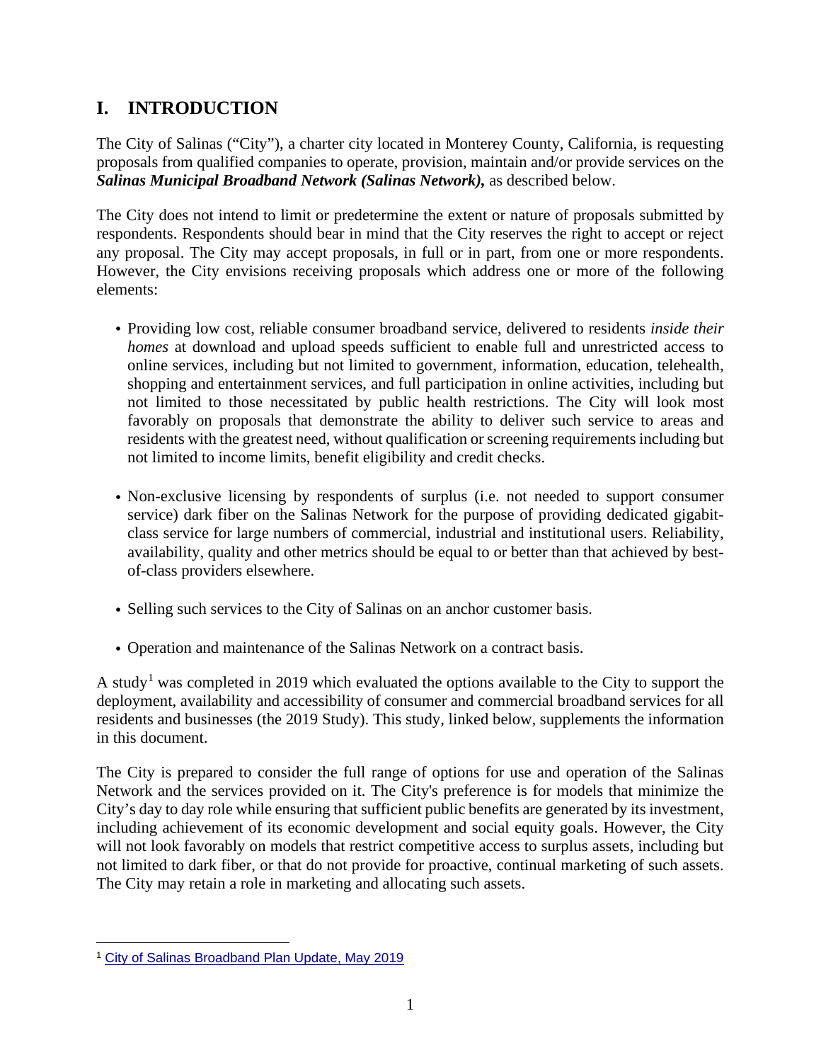## I. INTRODUCTION

The City of Salinas ("City"), a charter city located in Monterey County, California, is requesting proposals from qualified companies to operate, provision, maintain and/or provide services on the ***Salinas Municipal Broadband Network (Salinas Network),*** as described below.

The City does not intend to limit or predetermine the extent or nature of proposals submitted by respondents. Respondents should bear in mind that the City reserves the right to accept or reject any proposal. The City may accept proposals, in full or in part, from one or more respondents. However, the City envisions receiving proposals which address one or more of the following elements:

- Providing low cost, reliable consumer broadband service, delivered to residents *inside their homes* at download and upload speeds sufficient to enable full and unrestricted access to online services, including but not limited to government, information, education, telehealth, shopping and entertainment services, and full participation in online activities, including but not limited to those necessitated by public health restrictions. The City will look most favorably on proposals that demonstrate the ability to deliver such service to areas and residents with the greatest need, without qualification or screening requirements including but not limited to income limits, benefit eligibility and credit checks.

- Non-exclusive licensing by respondents of surplus (i.e. not needed to support consumer service) dark fiber on the Salinas Network for the purpose of providing dedicated gigabit-class service for large numbers of commercial, industrial and institutional users. Reliability, availability, quality and other metrics should be equal to or better than that achieved by best-of-class providers elsewhere.

- Selling such services to the City of Salinas on an anchor customer basis.

- Operation and maintenance of the Salinas Network on a contract basis.

A study[1] was completed in 2019 which evaluated the options available to the City to support the deployment, availability and accessibility of consumer and commercial broadband services for all residents and businesses (the 2019 Study). This study, linked below, supplements the information in this document.

The City is prepared to consider the full range of options for use and operation of the Salinas Network and the services provided on it. The City's preference is for models that minimize the City's day to day role while ensuring that sufficient public benefits are generated by its investment, including achievement of its economic development and social equity goals. However, the City will not look favorably on models that restrict competitive access to surplus assets, including but not limited to dark fiber, or that do not provide for proactive, continual marketing of such assets. The City may retain a role in marketing and allocating such assets.

---

[1] City of Salinas Broadband Plan Update, May 2019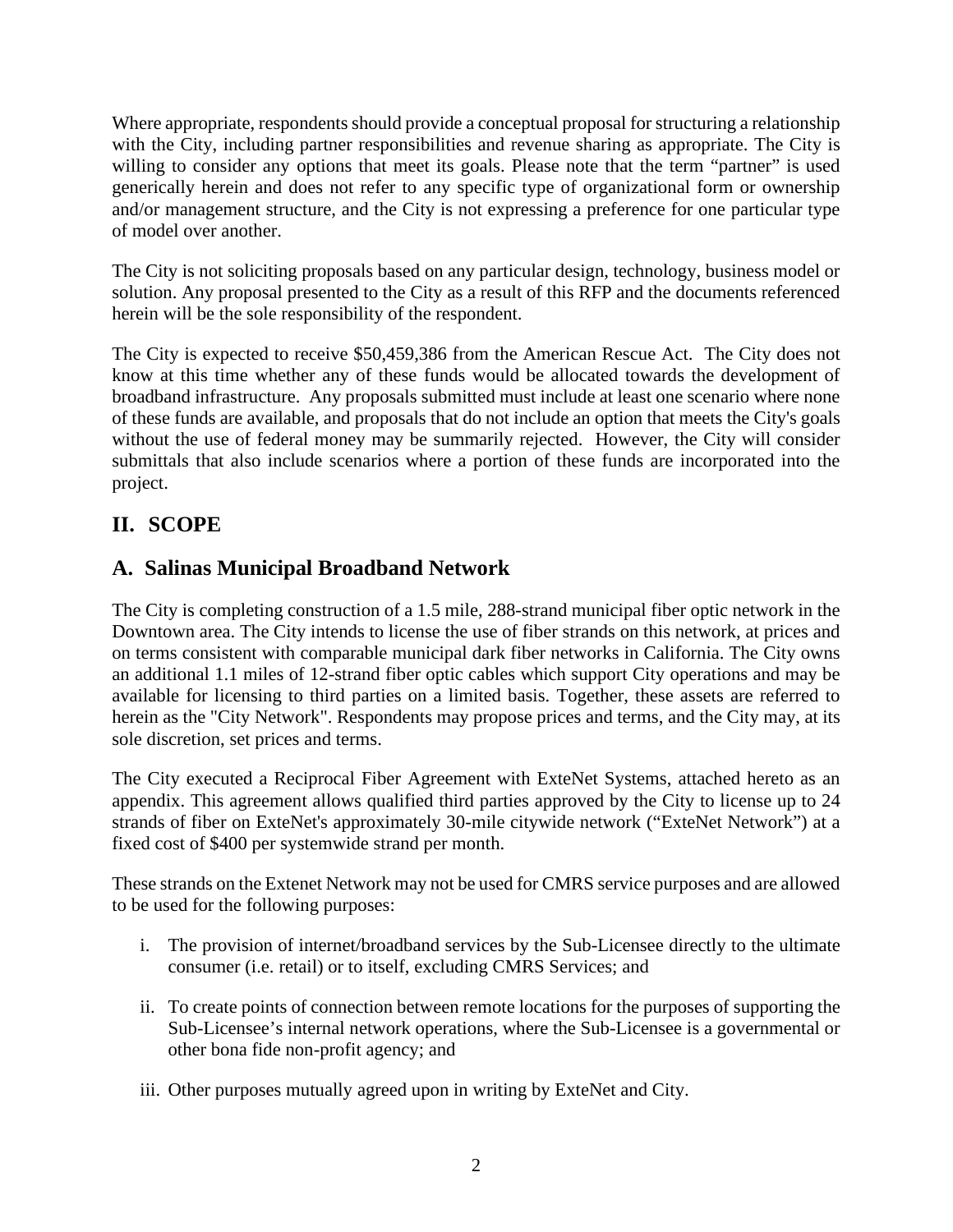Where appropriate, respondents should provide a conceptual proposal for structuring a relationship with the City, including partner responsibilities and revenue sharing as appropriate. The City is willing to consider any options that meet its goals. Please note that the term "partner" is used generically herein and does not refer to any specific type of organizational form or ownership and/or management structure, and the City is not expressing a preference for one particular type of model over another.

The City is not soliciting proposals based on any particular design, technology, business model or solution. Any proposal presented to the City as a result of this RFP and the documents referenced herein will be the sole responsibility of the respondent.

The City is expected to receive $50,459,386 from the American Rescue Act. The City does not know at this time whether any of these funds would be allocated towards the development of broadband infrastructure. Any proposals submitted must include at least one scenario where none of these funds are available, and proposals that do not include an option that meets the City's goals without the use of federal money may be summarily rejected. However, the City will consider submittals that also include scenarios where a portion of these funds are incorporated into the project.

## II. SCOPE

## A. Salinas Municipal Broadband Network

The City is completing construction of a 1.5 mile, 288-strand municipal fiber optic network in the Downtown area. The City intends to license the use of fiber strands on this network, at prices and on terms consistent with comparable municipal dark fiber networks in California. The City owns an additional 1.1 miles of 12-strand fiber optic cables which support City operations and may be available for licensing to third parties on a limited basis. Together, these assets are referred to herein as the "City Network". Respondents may propose prices and terms, and the City may, at its sole discretion, set prices and terms.

The City executed a Reciprocal Fiber Agreement with ExteNet Systems, attached hereto as an appendix. This agreement allows qualified third parties approved by the City to license up to 24 strands of fiber on ExteNet's approximately 30-mile citywide network ("ExteNet Network") at a fixed cost of $400 per systemwide strand per month.

These strands on the Extenet Network may not be used for CMRS service purposes and are allowed to be used for the following purposes:

i. The provision of internet/broadband services by the Sub-Licensee directly to the ultimate consumer (i.e. retail) or to itself, excluding CMRS Services; and

ii. To create points of connection between remote locations for the purposes of supporting the Sub-Licensee's internal network operations, where the Sub-Licensee is a governmental or other bona fide non-profit agency; and

iii. Other purposes mutually agreed upon in writing by ExteNet and City.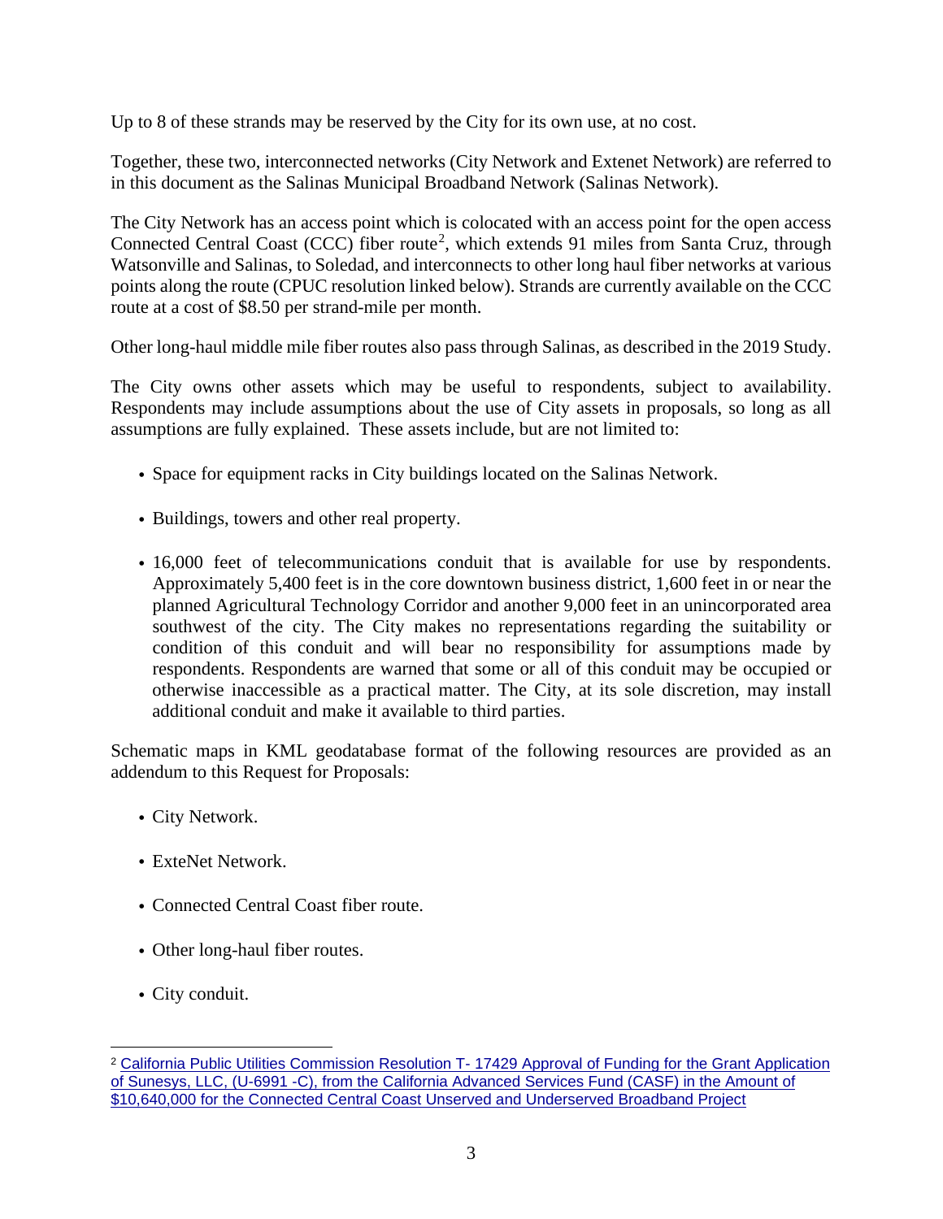Up to 8 of these strands may be reserved by the City for its own use, at no cost.

Together, these two, interconnected networks (City Network and Extenet Network) are referred to in this document as the Salinas Municipal Broadband Network (Salinas Network).

The City Network has an access point which is colocated with an access point for the open access Connected Central Coast (CCC) fiber route[2], which extends 91 miles from Santa Cruz, through Watsonville and Salinas, to Soledad, and interconnects to other long haul fiber networks at various points along the route (CPUC resolution linked below). Strands are currently available on the CCC route at a cost of $8.50 per strand-mile per month.

Other long-haul middle mile fiber routes also pass through Salinas, as described in the 2019 Study.

The City owns other assets which may be useful to respondents, subject to availability. Respondents may include assumptions about the use of City assets in proposals, so long as all assumptions are fully explained. These assets include, but are not limited to:

- Space for equipment racks in City buildings located on the Salinas Network.
- Buildings, towers and other real property.
- 16,000 feet of telecommunications conduit that is available for use by respondents. Approximately 5,400 feet is in the core downtown business district, 1,600 feet in or near the planned Agricultural Technology Corridor and another 9,000 feet in an unincorporated area southwest of the city. The City makes no representations regarding the suitability or condition of this conduit and will bear no responsibility for assumptions made by respondents. Respondents are warned that some or all of this conduit may be occupied or otherwise inaccessible as a practical matter. The City, at its sole discretion, may install additional conduit and make it available to third parties.

Schematic maps in KML geodatabase format of the following resources are provided as an addendum to this Request for Proposals:

- City Network.
- ExteNet Network.
- Connected Central Coast fiber route.
- Other long-haul fiber routes.
- City conduit.

[2] California Public Utilities Commission Resolution T- 17429 Approval of Funding for the Grant Application of Sunesys, LLC, (U-6991 -C), from the California Advanced Services Fund (CASF) in the Amount of $10,640,000 for the Connected Central Coast Unserved and Underserved Broadband Project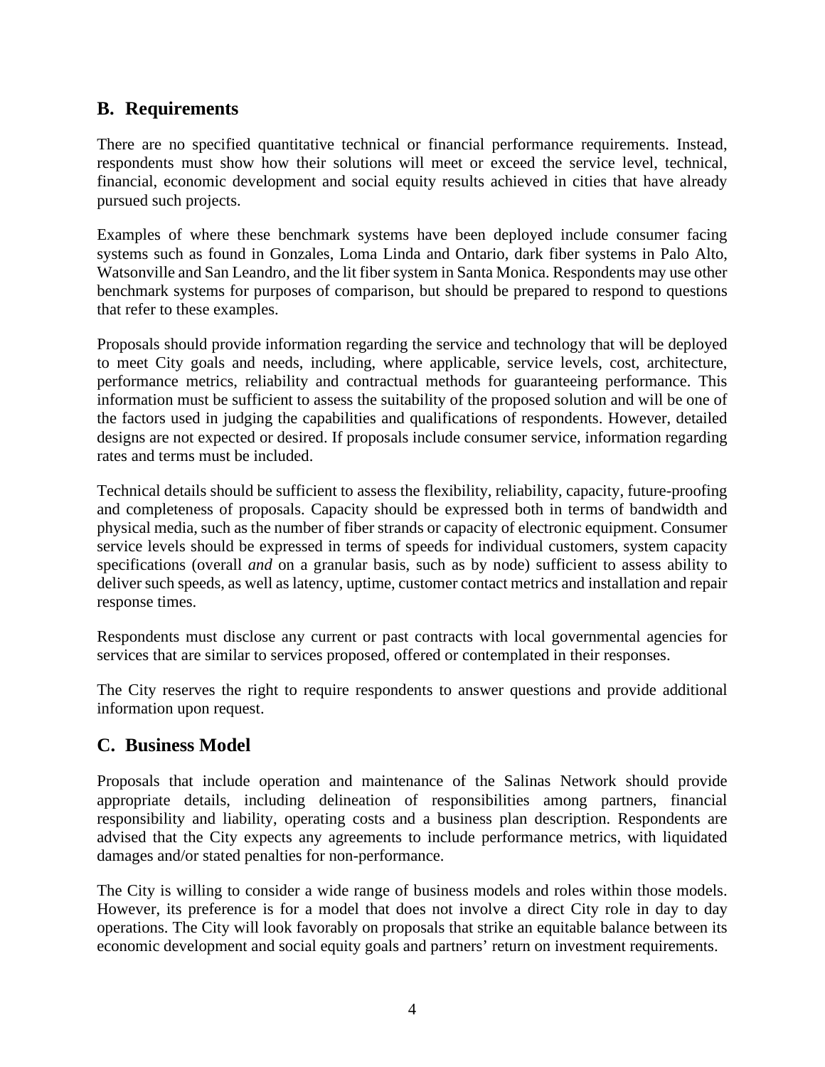## B. Requirements

There are no specified quantitative technical or financial performance requirements. Instead, respondents must show how their solutions will meet or exceed the service level, technical, financial, economic development and social equity results achieved in cities that have already pursued such projects.

Examples of where these benchmark systems have been deployed include consumer facing systems such as found in Gonzales, Loma Linda and Ontario, dark fiber systems in Palo Alto, Watsonville and San Leandro, and the lit fiber system in Santa Monica. Respondents may use other benchmark systems for purposes of comparison, but should be prepared to respond to questions that refer to these examples.

Proposals should provide information regarding the service and technology that will be deployed to meet City goals and needs, including, where applicable, service levels, cost, architecture, performance metrics, reliability and contractual methods for guaranteeing performance. This information must be sufficient to assess the suitability of the proposed solution and will be one of the factors used in judging the capabilities and qualifications of respondents. However, detailed designs are not expected or desired. If proposals include consumer service, information regarding rates and terms must be included.

Technical details should be sufficient to assess the flexibility, reliability, capacity, future-proofing and completeness of proposals. Capacity should be expressed both in terms of bandwidth and physical media, such as the number of fiber strands or capacity of electronic equipment. Consumer service levels should be expressed in terms of speeds for individual customers, system capacity specifications (overall *and* on a granular basis, such as by node) sufficient to assess ability to deliver such speeds, as well as latency, uptime, customer contact metrics and installation and repair response times.

Respondents must disclose any current or past contracts with local governmental agencies for services that are similar to services proposed, offered or contemplated in their responses.

The City reserves the right to require respondents to answer questions and provide additional information upon request.

## C. Business Model

Proposals that include operation and maintenance of the Salinas Network should provide appropriate details, including delineation of responsibilities among partners, financial responsibility and liability, operating costs and a business plan description. Respondents are advised that the City expects any agreements to include performance metrics, with liquidated damages and/or stated penalties for non-performance.

The City is willing to consider a wide range of business models and roles within those models. However, its preference is for a model that does not involve a direct City role in day to day operations. The City will look favorably on proposals that strike an equitable balance between its economic development and social equity goals and partners' return on investment requirements.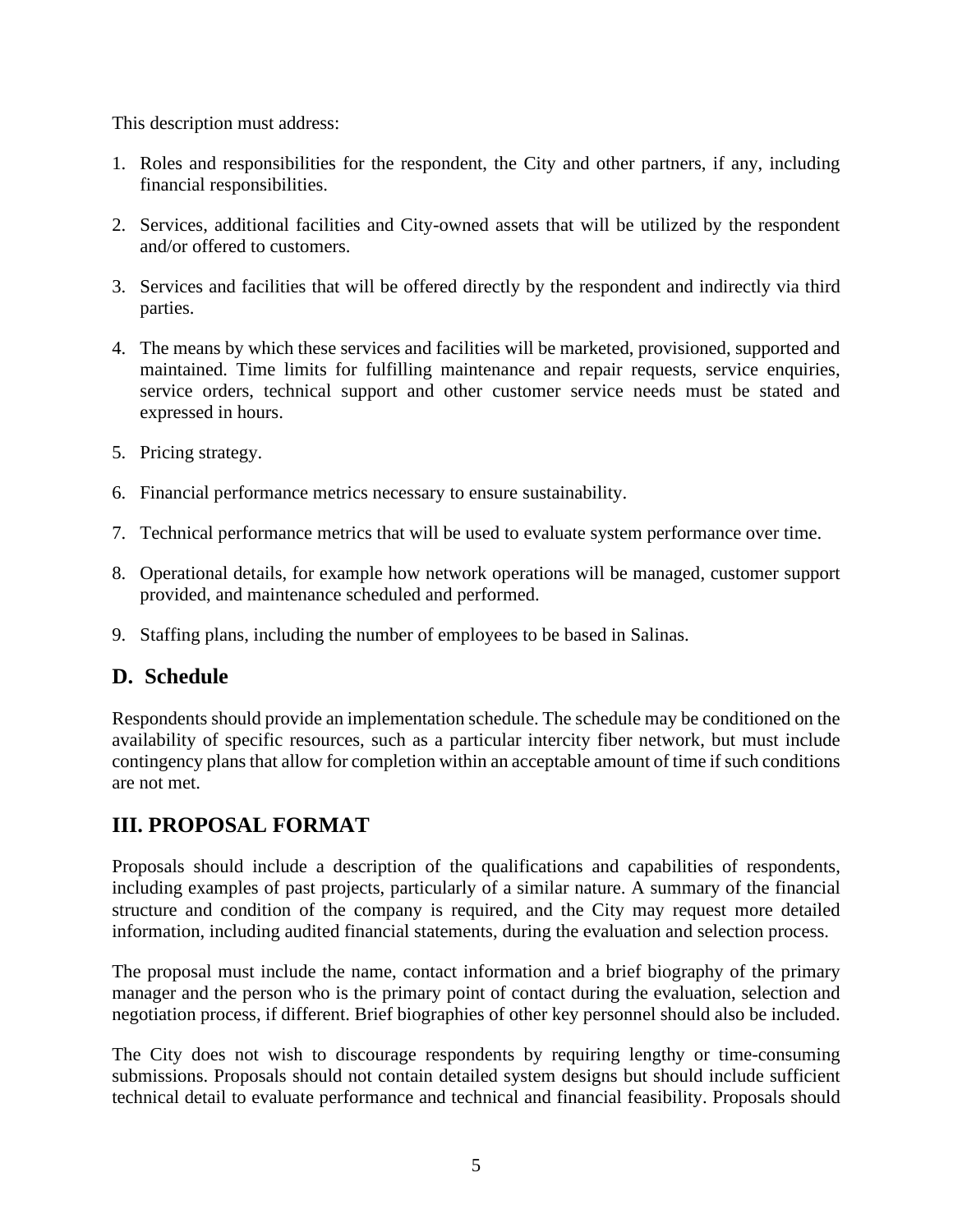This description must address:

1. Roles and responsibilities for the respondent, the City and other partners, if any, including financial responsibilities.

2. Services, additional facilities and City-owned assets that will be utilized by the respondent and/or offered to customers.

3. Services and facilities that will be offered directly by the respondent and indirectly via third parties.

4. The means by which these services and facilities will be marketed, provisioned, supported and maintained. Time limits for fulfilling maintenance and repair requests, service enquiries, service orders, technical support and other customer service needs must be stated and expressed in hours.

5. Pricing strategy.

6. Financial performance metrics necessary to ensure sustainability.

7. Technical performance metrics that will be used to evaluate system performance over time.

8. Operational details, for example how network operations will be managed, customer support provided, and maintenance scheduled and performed.

9. Staffing plans, including the number of employees to be based in Salinas.

## D. Schedule

Respondents should provide an implementation schedule. The schedule may be conditioned on the availability of specific resources, such as a particular intercity fiber network, but must include contingency plans that allow for completion within an acceptable amount of time if such conditions are not met.

# III. PROPOSAL FORMAT

Proposals should include a description of the qualifications and capabilities of respondents, including examples of past projects, particularly of a similar nature. A summary of the financial structure and condition of the company is required, and the City may request more detailed information, including audited financial statements, during the evaluation and selection process.

The proposal must include the name, contact information and a brief biography of the primary manager and the person who is the primary point of contact during the evaluation, selection and negotiation process, if different. Brief biographies of other key personnel should also be included.

The City does not wish to discourage respondents by requiring lengthy or time-consuming submissions. Proposals should not contain detailed system designs but should include sufficient technical detail to evaluate performance and technical and financial feasibility. Proposals should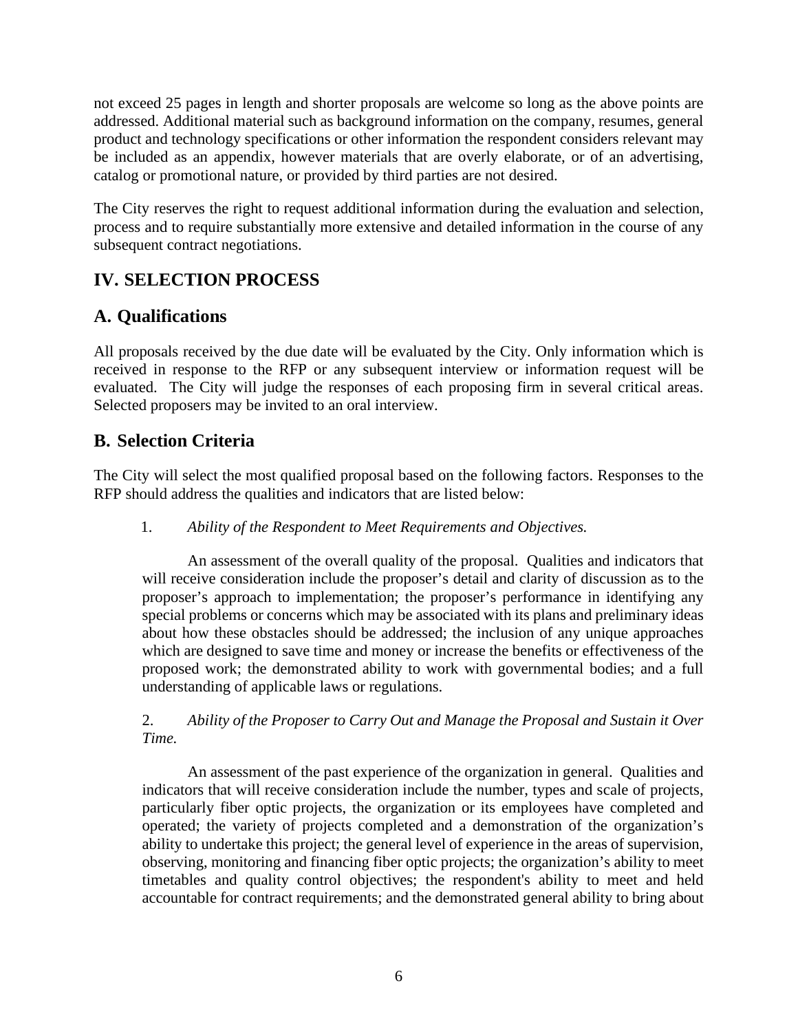not exceed 25 pages in length and shorter proposals are welcome so long as the above points are addressed. Additional material such as background information on the company, resumes, general product and technology specifications or other information the respondent considers relevant may be included as an appendix, however materials that are overly elaborate, or of an advertising, catalog or promotional nature, or provided by third parties are not desired.

The City reserves the right to request additional information during the evaluation and selection, process and to require substantially more extensive and detailed information in the course of any subsequent contract negotiations.

## IV. SELECTION PROCESS

## A. Qualifications

All proposals received by the due date will be evaluated by the City. Only information which is received in response to the RFP or any subsequent interview or information request will be evaluated. The City will judge the responses of each proposing firm in several critical areas. Selected proposers may be invited to an oral interview.

## B. Selection Criteria

The City will select the most qualified proposal based on the following factors. Responses to the RFP should address the qualities and indicators that are listed below:

1. *Ability of the Respondent to Meet Requirements and Objectives.*

   An assessment of the overall quality of the proposal. Qualities and indicators that will receive consideration include the proposer's detail and clarity of discussion as to the proposer's approach to implementation; the proposer's performance in identifying any special problems or concerns which may be associated with its plans and preliminary ideas about how these obstacles should be addressed; the inclusion of any unique approaches which are designed to save time and money or increase the benefits or effectiveness of the proposed work; the demonstrated ability to work with governmental bodies; and a full understanding of applicable laws or regulations.

2. *Ability of the Proposer to Carry Out and Manage the Proposal and Sustain it Over Time.*

   An assessment of the past experience of the organization in general. Qualities and indicators that will receive consideration include the number, types and scale of projects, particularly fiber optic projects, the organization or its employees have completed and operated; the variety of projects completed and a demonstration of the organization's ability to undertake this project; the general level of experience in the areas of supervision, observing, monitoring and financing fiber optic projects; the organization's ability to meet timetables and quality control objectives; the respondent's ability to meet and held accountable for contract requirements; and the demonstrated general ability to bring about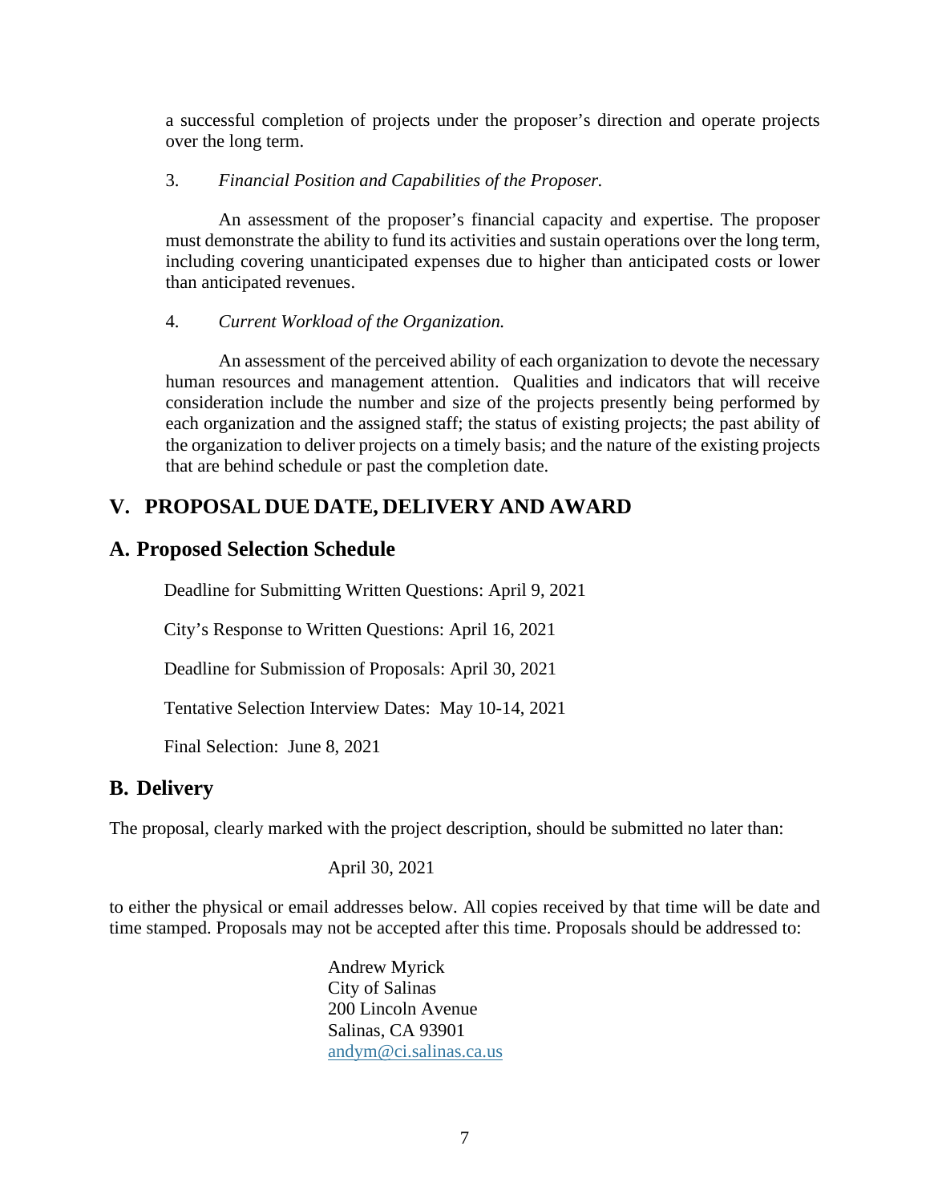a successful completion of projects under the proposer's direction and operate projects over the long term.

3. *Financial Position and Capabilities of the Proposer.*

An assessment of the proposer's financial capacity and expertise. The proposer must demonstrate the ability to fund its activities and sustain operations over the long term, including covering unanticipated expenses due to higher than anticipated costs or lower than anticipated revenues.

4. *Current Workload of the Organization.*

An assessment of the perceived ability of each organization to devote the necessary human resources and management attention. Qualities and indicators that will receive consideration include the number and size of the projects presently being performed by each organization and the assigned staff; the status of existing projects; the past ability of the organization to deliver projects on a timely basis; and the nature of the existing projects that are behind schedule or past the completion date.

## V. PROPOSAL DUE DATE, DELIVERY AND AWARD

### A. Proposed Selection Schedule

Deadline for Submitting Written Questions: April 9, 2021

City's Response to Written Questions: April 16, 2021

Deadline for Submission of Proposals: April 30, 2021

Tentative Selection Interview Dates: May 10-14, 2021

Final Selection: June 8, 2021

### B. Delivery

The proposal, clearly marked with the project description, should be submitted no later than:

April 30, 2021

to either the physical or email addresses below. All copies received by that time will be date and time stamped. Proposals may not be accepted after this time. Proposals should be addressed to:

Andrew Myrick
City of Salinas
200 Lincoln Avenue
Salinas, CA 93901
andym@ci.salinas.ca.us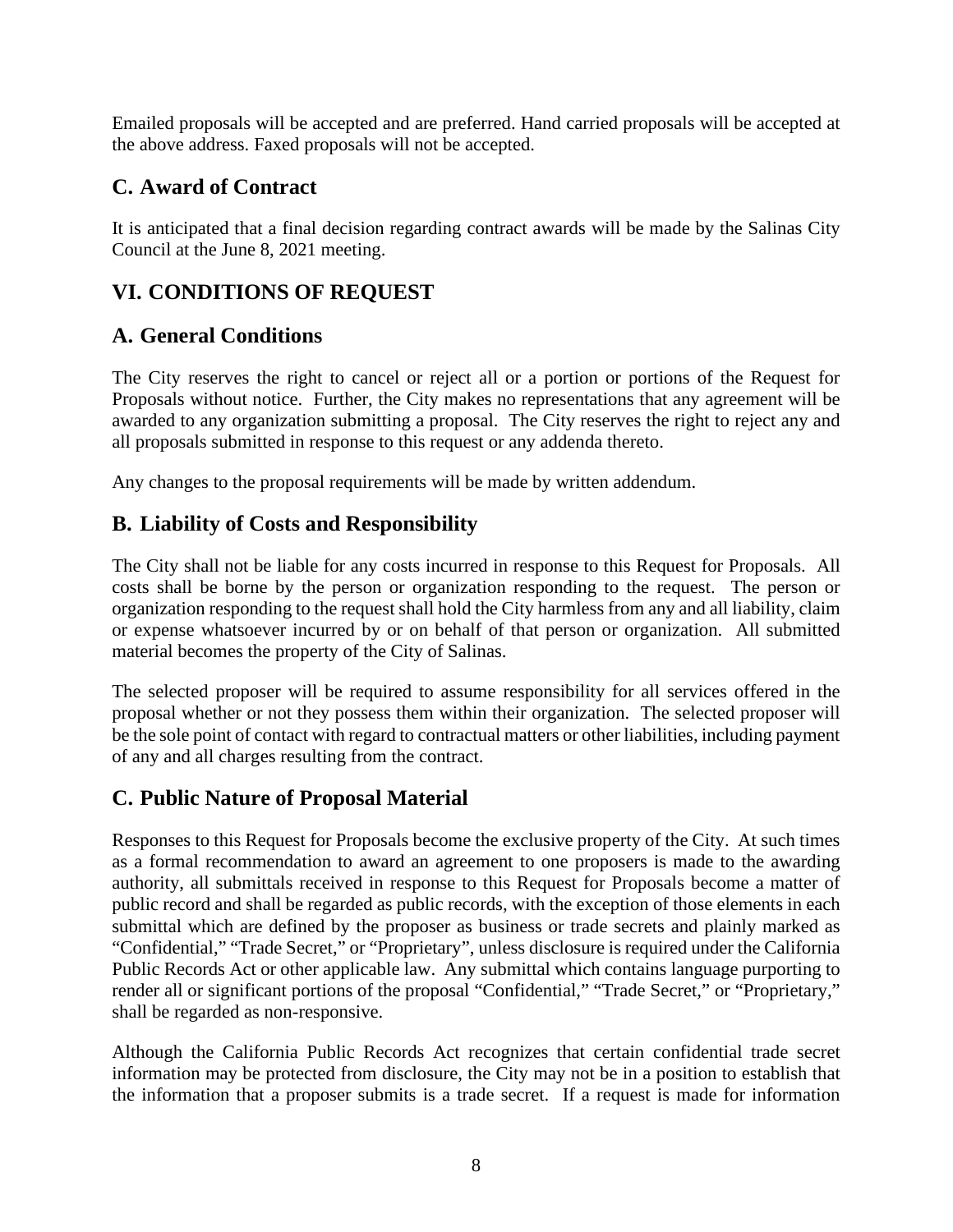Emailed proposals will be accepted and are preferred. Hand carried proposals will be accepted at the above address. Faxed proposals will not be accepted.

## C. Award of Contract

It is anticipated that a final decision regarding contract awards will be made by the Salinas City Council at the June 8, 2021 meeting.

# VI. CONDITIONS OF REQUEST

## A. General Conditions

The City reserves the right to cancel or reject all or a portion or portions of the Request for Proposals without notice. Further, the City makes no representations that any agreement will be awarded to any organization submitting a proposal. The City reserves the right to reject any and all proposals submitted in response to this request or any addenda thereto.

Any changes to the proposal requirements will be made by written addendum.

## B. Liability of Costs and Responsibility

The City shall not be liable for any costs incurred in response to this Request for Proposals. All costs shall be borne by the person or organization responding to the request. The person or organization responding to the request shall hold the City harmless from any and all liability, claim or expense whatsoever incurred by or on behalf of that person or organization. All submitted material becomes the property of the City of Salinas.

The selected proposer will be required to assume responsibility for all services offered in the proposal whether or not they possess them within their organization. The selected proposer will be the sole point of contact with regard to contractual matters or other liabilities, including payment of any and all charges resulting from the contract.

## C. Public Nature of Proposal Material

Responses to this Request for Proposals become the exclusive property of the City. At such times as a formal recommendation to award an agreement to one proposers is made to the awarding authority, all submittals received in response to this Request for Proposals become a matter of public record and shall be regarded as public records, with the exception of those elements in each submittal which are defined by the proposer as business or trade secrets and plainly marked as "Confidential," "Trade Secret," or "Proprietary", unless disclosure is required under the California Public Records Act or other applicable law. Any submittal which contains language purporting to render all or significant portions of the proposal "Confidential," "Trade Secret," or "Proprietary," shall be regarded as non-responsive.

Although the California Public Records Act recognizes that certain confidential trade secret information may be protected from disclosure, the City may not be in a position to establish that the information that a proposer submits is a trade secret. If a request is made for information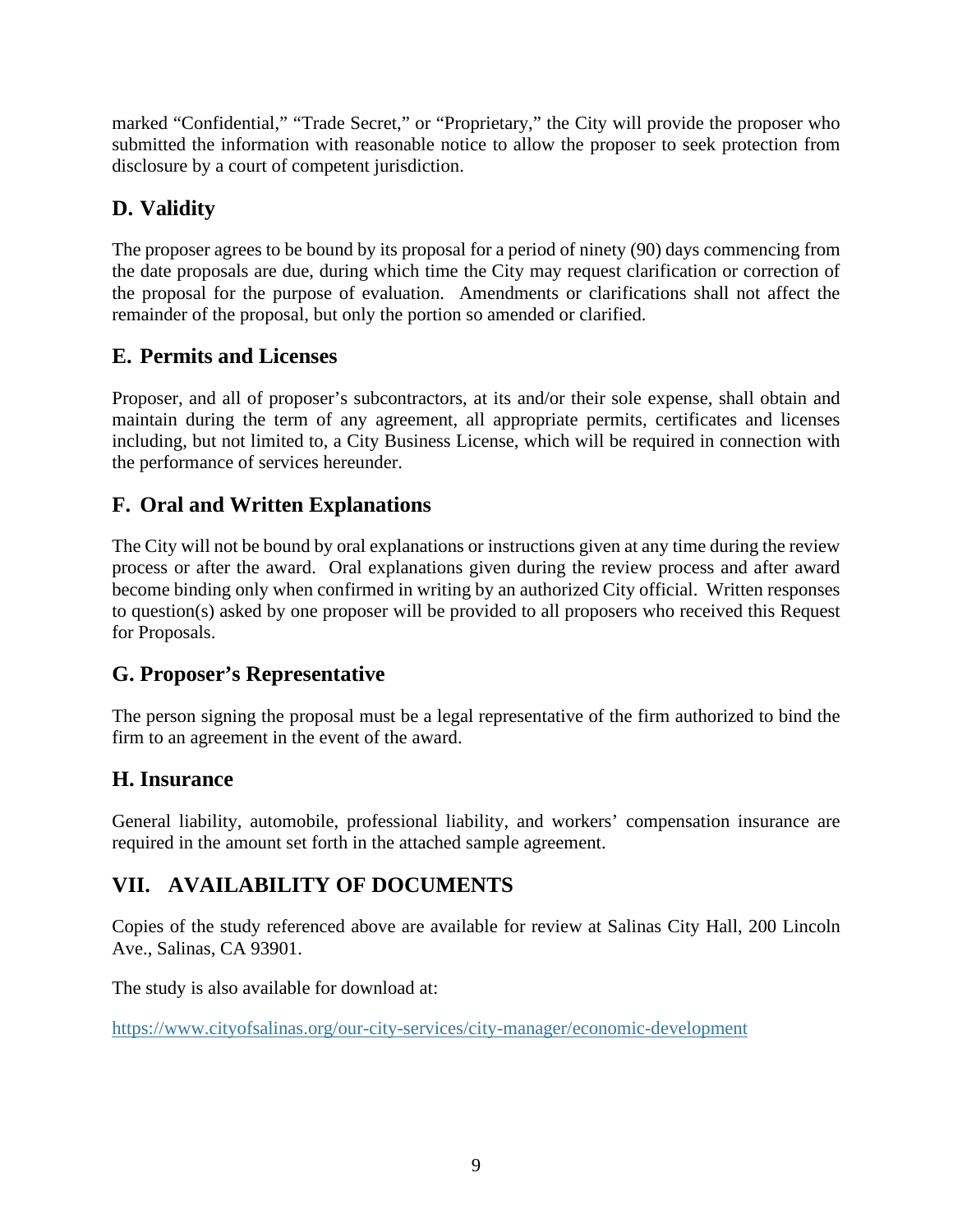marked “Confidential,” “Trade Secret,” or “Proprietary,” the City will provide the proposer who submitted the information with reasonable notice to allow the proposer to seek protection from disclosure by a court of competent jurisdiction.

### D. Validity

The proposer agrees to be bound by its proposal for a period of ninety (90) days commencing from the date proposals are due, during which time the City may request clarification or correction of the proposal for the purpose of evaluation. Amendments or clarifications shall not affect the remainder of the proposal, but only the portion so amended or clarified.

### E. Permits and Licenses

Proposer, and all of proposer’s subcontractors, at its and/or their sole expense, shall obtain and maintain during the term of any agreement, all appropriate permits, certificates and licenses including, but not limited to, a City Business License, which will be required in connection with the performance of services hereunder.

### F. Oral and Written Explanations

The City will not be bound by oral explanations or instructions given at any time during the review process or after the award. Oral explanations given during the review process and after award become binding only when confirmed in writing by an authorized City official. Written responses to question(s) asked by one proposer will be provided to all proposers who received this Request for Proposals.

### G. Proposer’s Representative

The person signing the proposal must be a legal representative of the firm authorized to bind the firm to an agreement in the event of the award.

### H. Insurance

General liability, automobile, professional liability, and workers’ compensation insurance are required in the amount set forth in the attached sample agreement.

## VII. AVAILABILITY OF DOCUMENTS

Copies of the study referenced above are available for review at Salinas City Hall, 200 Lincoln Ave., Salinas, CA 93901.

The study is also available for download at:

https://www.cityofsalinas.org/our-city-services/city-manager/economic-development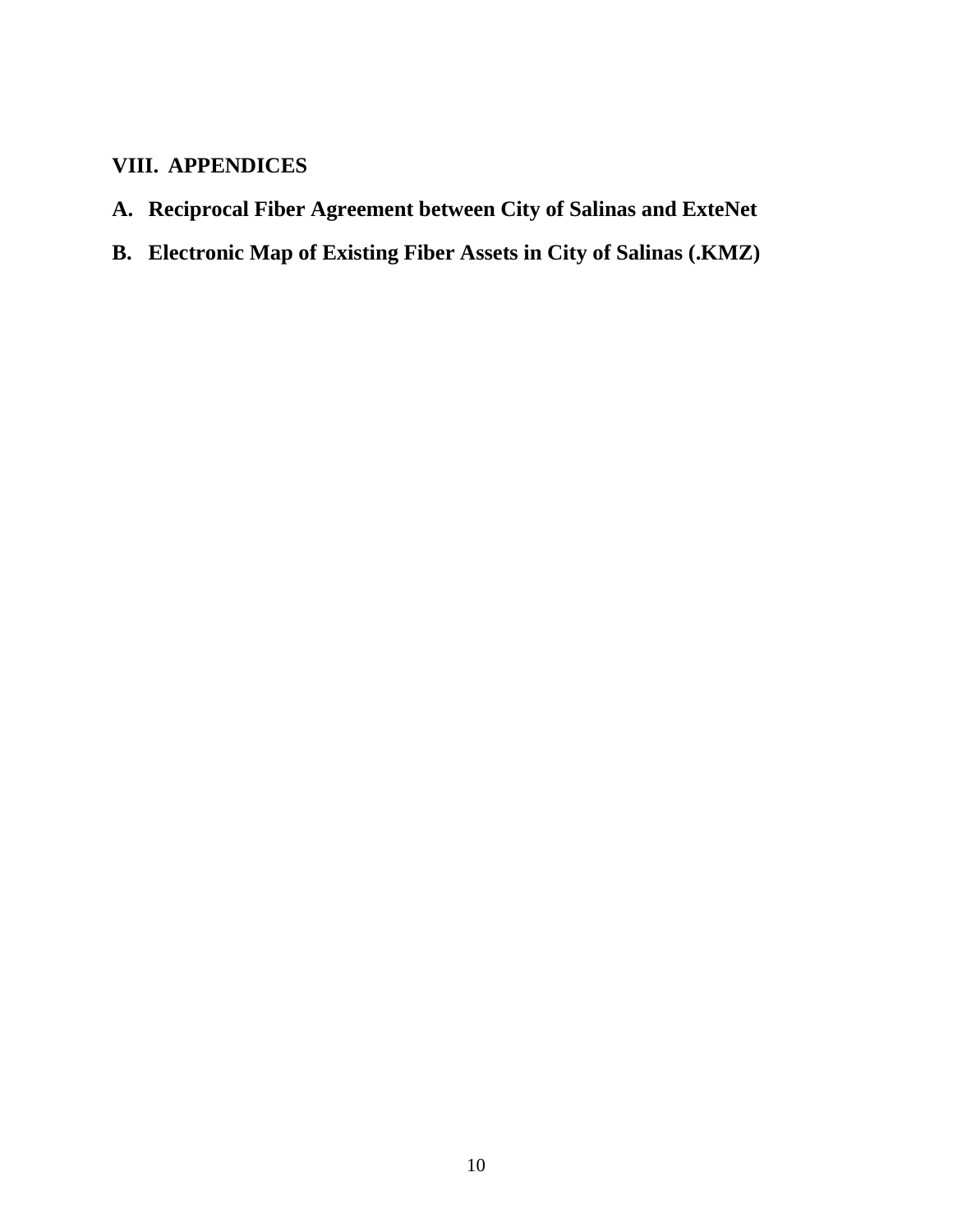## VIII. APPENDICES

**A. Reciprocal Fiber Agreement between City of Salinas and ExteNet**

**B. Electronic Map of Existing Fiber Assets in City of Salinas (.KMZ)**